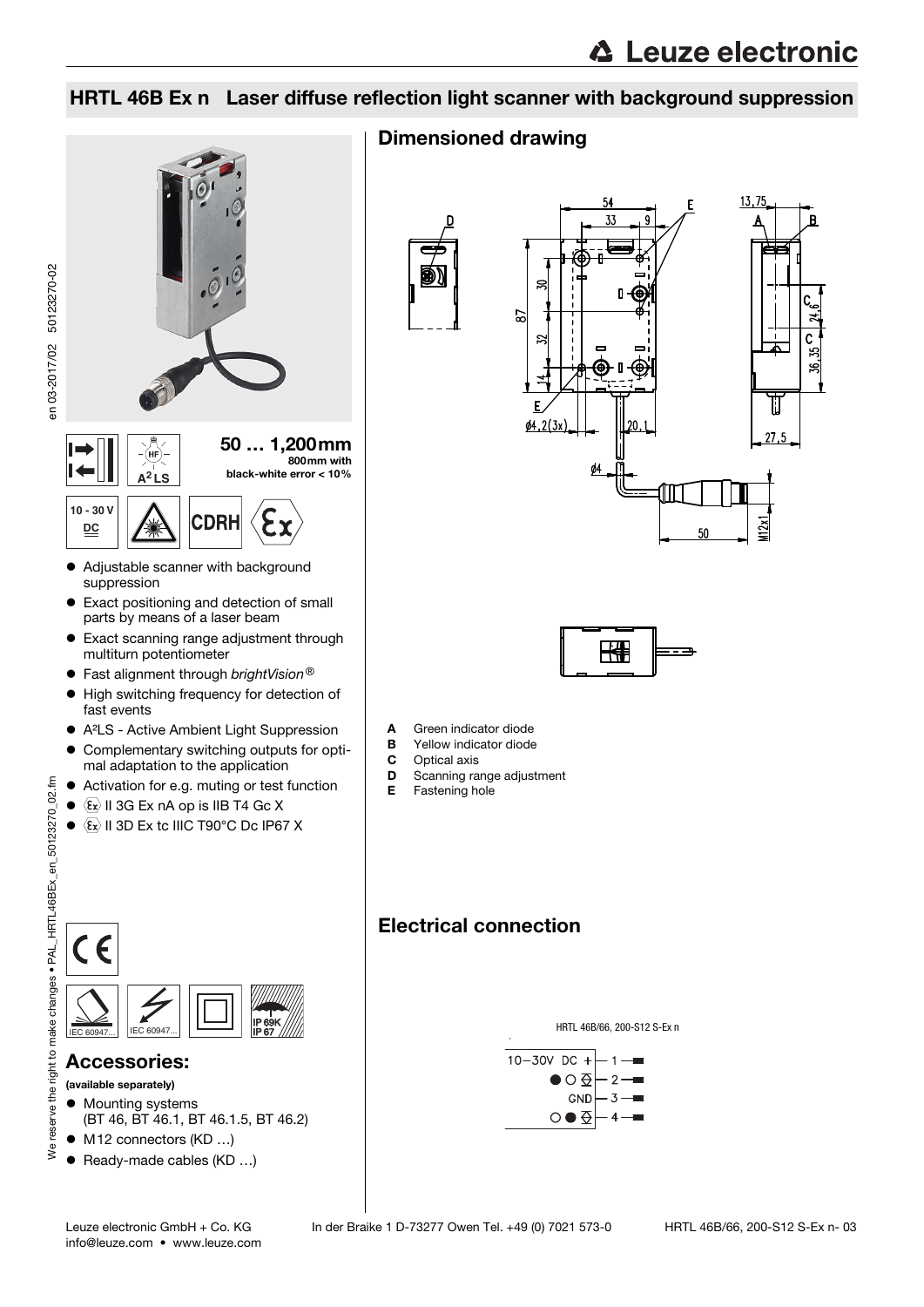## HRTL 46B Ex n Laser diffuse reflection light scanner with background suppression

**50 … 1,200mm**
800mm with black-white error < 10%

10 - 30 V DC

A²LS

CDRH

- Adjustable scanner with background suppression
- Exact positioning and detection of small parts by means of a laser beam
- Exact scanning range adjustment through multiturn potentiometer
- Fast alignment through *brightVision®*
- High switching frequency for detection of fast events
- A²LS - Active Ambient Light Suppression
- Complementary switching outputs for optimal adaptation to the application
- Activation for e.g. muting or test function
- Ⓔx II 3G Ex nA op is IIB T4 Gc X
- Ⓔx II 3D Ex tc IIIC T90°C Dc IP67 X

IEC 60947... IEC 60947... IP 69K IP 67

## Accessories:

**(available separately)**

- Mounting systems (BT 46, BT 46.1, BT 46.1.5, BT 46.2)
- M12 connectors (KD …)
- Ready-made cables (KD …)

## Dimensioned drawing

- **A** Green indicator diode
- **B** Yellow indicator diode
- **C** Optical axis
- **D** Scanning range adjustment
- **E** Fastening hole

## Electrical connection

HRTL 46B/66, 200-S12 S-Ex n

| Signal | Pin |
|---|---|
| 10–30V DC + | 1 |
| ●○ | 2 |
| GND | 3 |
| ○● | 4 |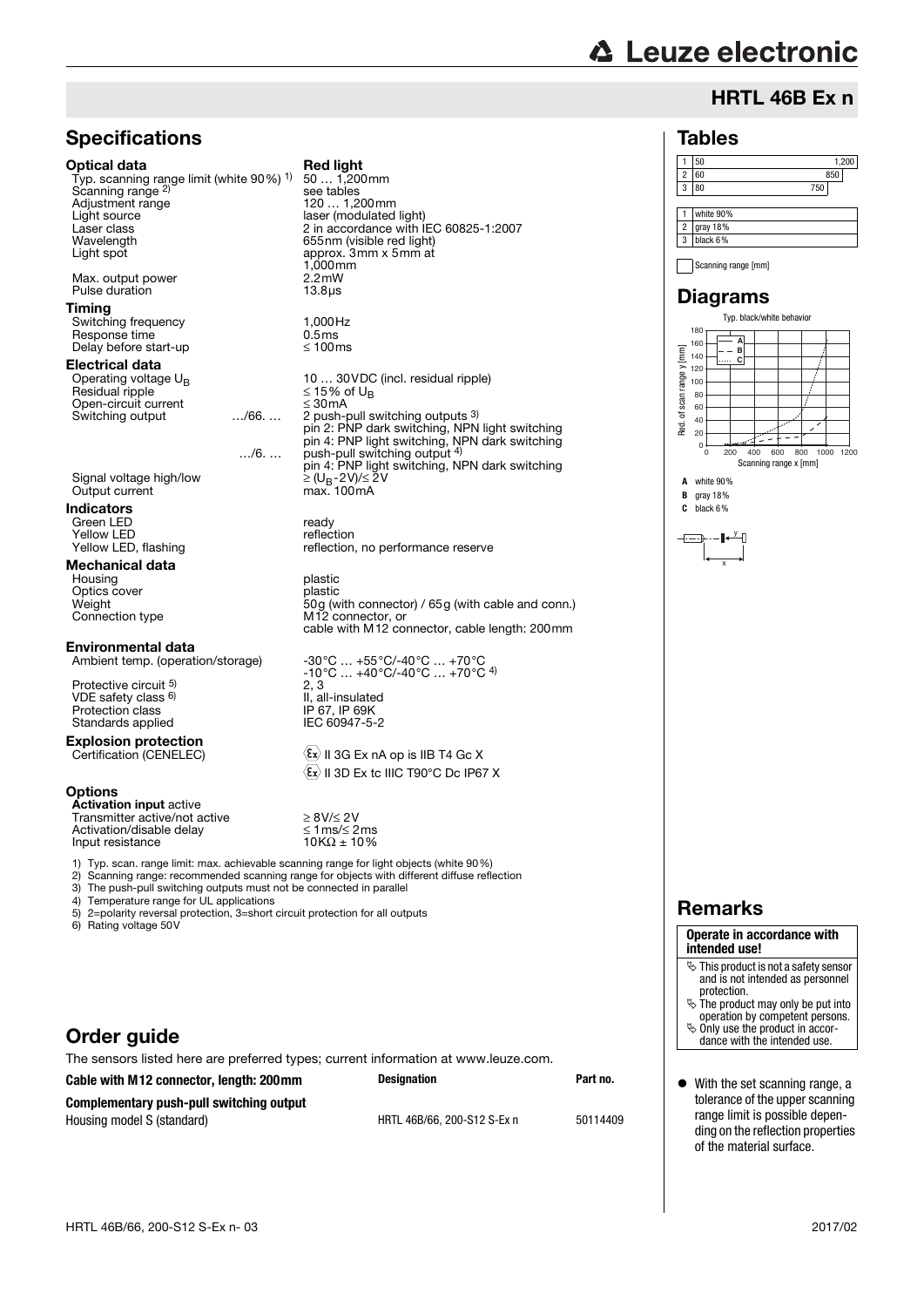# HRTL 46B Ex n

## Specifications

### Optical data

| | Red light |
|---|---|
| Typ. scanning range limit (white 90%) [1] | 50 … 1,200mm |
| Scanning range [2] | see tables |
| Adjustment range | 120 … 1,200mm |
| Light source | laser (modulated light) |
| Laser class | 2 in accordance with IEC 60825-1:2007 |
| Wavelength | 655nm (visible red light) |
| Light spot | approx. 3mm x 5mm at 1,000mm |
| Max. output power | 2.2mW |
| Pulse duration | 13.8µs |

### Timing

| | |
|---|---|
| Switching frequency | 1,000Hz |
| Response time | 0.5ms |
| Delay before start-up | ≤ 100ms |

### Electrical data

| | | |
|---|---|---|
| Operating voltage $U_B$ | | 10 … 30VDC (incl. residual ripple) |
| Residual ripple | | ≤ 15% of $U_B$ |
| Open-circuit current | | ≤ 30mA |
| Switching output | …/66. … | 2 push-pull switching outputs [3] pin 2: PNP dark switching, NPN light switching pin 4: PNP light switching, NPN dark switching |
| | …/6. … | push-pull switching output [4] pin 4: PNP light switching, NPN dark switching |
| Signal voltage high/low | | ≥ ($U_B$-2V)/≤ 2V |
| Output current | | max. 100mA |

### Indicators

| | |
|---|---|
| Green LED | ready |
| Yellow LED | reflection |
| Yellow LED, flashing | reflection, no performance reserve |

### Mechanical data

| | |
|---|---|
| Housing | plastic |
| Optics cover | plastic |
| Weight | 50g (with connector) / 65g (with cable and conn.) |
| Connection type | M12 connector, or cable with M12 connector, cable length: 200mm |

### Environmental data

| | |
|---|---|
| Ambient temp. (operation/storage) | -30°C … +55°C/-40°C … +70°C -10°C … +40°C/-40°C … +70°C [4] |
| Protective circuit [5] | 2, 3 |
| VDE safety class [6] | II, all-insulated |
| Protection class | IP 67, IP 69K |
| Standards applied | IEC 60947-5-2 |

### Explosion protection

| | |
|---|---|
| Certification (CENELEC) | Ex II 3G Ex nA op is IIB T4 Gc X |
| | Ex II 3D Ex tc IIIC T90°C Dc IP67 X |

### Options

**Activation input** active

| | |
|---|---|
| Transmitter active/not active | ≥ 8V/≤ 2V |
| Activation/disable delay | ≤ 1ms/≤ 2ms |
| Input resistance | 10KΩ ± 10% |

1) Typ. scan. range limit: max. achievable scanning range for light objects (white 90%)
2) Scanning range: recommended scanning range for objects with different diffuse reflection
3) The push-pull switching outputs must not be connected in parallel
4) Temperature range for UL applications
5) 2=polarity reversal protection, 3=short circuit protection for all outputs
6) Rating voltage 50V

## Tables

| | | |
|---|---|---|
| 1 | 50 | 1,200 |
| 2 | 60 | 850 |
| 3 | 80 | 750 |

| | |
|---|---|
| 1 | white 90% |
| 2 | gray 18% |
| 3 | black 6% |

Scanning range [mm]

## Diagrams

Typ. black/white behavior

Red. of scan range y [mm]

Scanning range x [mm]

**A** white 90%
**B** gray 18%
**C** black 6%

## Order guide

The sensors listed here are preferred types; current information at www.leuze.com.

| Cable with M12 connector, length: 200mm | Designation | Part no. |
|---|---|---|
| **Complementary push-pull switching output** | | |
| Housing model S (standard) | HRTL 46B/66, 200-S12 S-Ex n | 50114409 |

## Remarks

**Operate in accordance with intended use!**

- This product is not a safety sensor and is not intended as personnel protection.
- The product may only be put into operation by competent persons.
- Only use the product in accordance with the intended use.

- With the set scanning range, a tolerance of the upper scanning range limit is possible depending on the reflection properties of the material surface.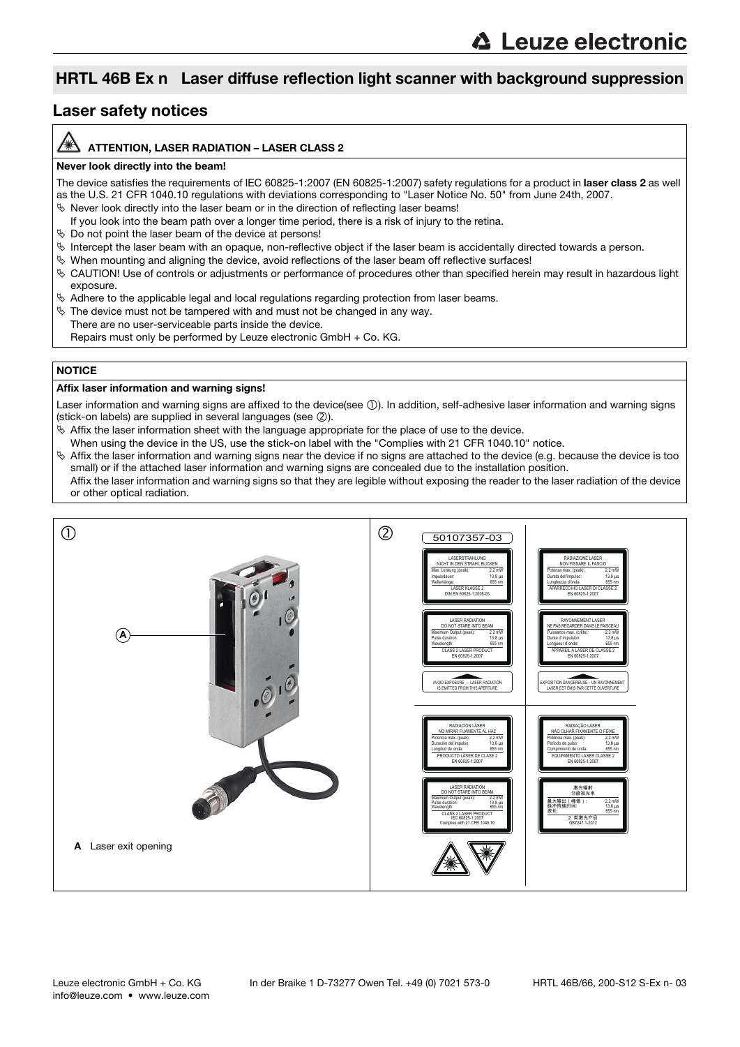## HRTL 46B Ex n Laser diffuse reflection light scanner with background suppression

## Laser safety notices

**ATTENTION, LASER RADIATION – LASER CLASS 2**

**Never look directly into the beam!**

The device satisfies the requirements of IEC 60825-1:2007 (EN 60825-1:2007) safety regulations for a product in **laser class 2** as well as the U.S. 21 CFR 1040.10 regulations with deviations corresponding to "Laser Notice No. 50" from June 24th, 2007.

- Never look directly into the laser beam or in the direction of reflecting laser beams! If you look into the beam path over a longer time period, there is a risk of injury to the retina.
- Do not point the laser beam of the device at persons!
- Intercept the laser beam with an opaque, non-reflective object if the laser beam is accidentally directed towards a person.
- When mounting and aligning the device, avoid reflections of the laser beam off reflective surfaces!
- CAUTION! Use of controls or adjustments or performance of procedures other than specified herein may result in hazardous light exposure.
- Adhere to the applicable legal and local regulations regarding protection from laser beams.
- The device must not be tampered with and must not be changed in any way. There are no user-serviceable parts inside the device. Repairs must only be performed by Leuze electronic GmbH + Co. KG.

**NOTICE**

**Affix laser information and warning signs!**

Laser information and warning signs are affixed to the device(see ①). In addition, self-adhesive laser information and warning signs (stick-on labels) are supplied in several languages (see ②).

- Affix the laser information sheet with the language appropriate for the place of use to the device. When using the device in the US, use the stick-on label with the "Complies with 21 CFR 1040.10" notice.
- Affix the laser information and warning signs near the device if no signs are attached to the device (e.g. because the device is too small) or if the attached laser information and warning signs are concealed due to the installation position. Affix the laser information and warning signs so that they are legible without exposing the reader to the laser radiation of the device or other optical radiation.

①

**A** Laser exit opening

②

50107357-03

LASERSTRAHLUNG
NICHT IN DEN STRAHL BLICKEN
Max. Leistung (peak): 2,2 mW
Impulsdauer: 13,8 µs
Wellenlänge: 655 nm
LASER KLASSE 2
DIN EN 60825-1:2008-05

RADIAZIONE LASER
NON FISSARE IL FASCIO
Potenza max. (peak): 2,2 mW
Durata dell'impulso: 13,8 µs
Lunghezza d'onda: 655 nm
APPARECCHIO LASER DI CLASSE 2
EN 60825-1:2007

LASER RADIATION
DO NOT STARE INTO BEAM
Maximum Output (peak): 2,2 mW
Pulse duration: 13,8 µs
Wavelength: 655 nm
CLASS 2 LASER PRODUCT
EN 60825-1:2007

RAYONNEMENT LASER
NE PAS REGARDER DANS LE FAISCEAU
Puissance max. (crête): 2,2 mW
Durée d'impulsion: 13,8 µs
Longueur d'onde: 655 nm
APPAREIL À LASER DE CLASSE 2
EN 60825-1:2007

AVOID EXPOSURE – LASER RADIATION IS EMITTED FROM THIS APERTURE

EXPOSITION DANGEREUSE – UN RAYONNEMENT LASER EST ÉMIS PAR CETTE OUVERTURE

RADIACIÓN LÁSER
NO MIRAR FIJAMENTE AL HAZ
Potencia máx. (peak): 2,2 mW
Duración del impulso: 13,8 µs
Longitud de onda: 655 nm
PRODUCTO LÁSER DE CLASE 2
EN 60825-1:2007

RADIAÇÃO LASER
NÃO OLHAR FIXAMENTE O FEIXE
Potência máx. (peak): 2,2 mW
Período de pulso: 13,8 µs
Comprimento de onda: 655 nm
EQUIPAMENTO LASER CLASSE 2
EN 60825-1:2007

LASER RADIATION
DO NOT STARE INTO BEAM
Maximum Output (peak): 2,2 mW
Pulse duration: 13,8 µs
Wavelength: 655 nm
CLASS 2 LASER PRODUCT
IEC 60825-1:2007
Complies with 21 CFR 1040.10

激光辐射
勿直视光束
最大输出（峰值）: 2,2 mW
脉冲持续时间: 13,8 µs
波长: 655 nm
2 类激光产品
GB7247.1-2012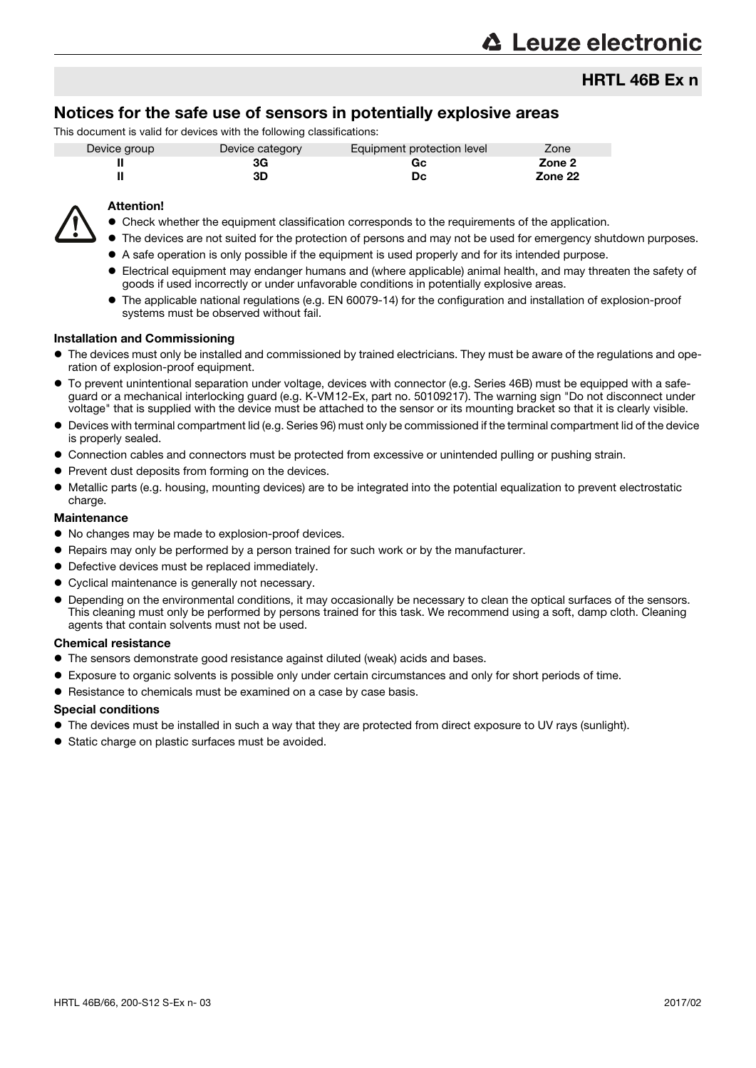# HRTL 46B Ex n

## Notices for the safe use of sensors in potentially explosive areas

This document is valid for devices with the following classifications:

| Device group | Device category | Equipment protection level | Zone |
|---|---|---|---|
| **II** | **3G** | **Gc** | **Zone 2** |
| **II** | **3D** | **Dc** | **Zone 22** |

**Attention!**

- Check whether the equipment classification corresponds to the requirements of the application.
- The devices are not suited for the protection of persons and may not be used for emergency shutdown purposes.
- A safe operation is only possible if the equipment is used properly and for its intended purpose.
- Electrical equipment may endanger humans and (where applicable) animal health, and may threaten the safety of goods if used incorrectly or under unfavorable conditions in potentially explosive areas.
- The applicable national regulations (e.g. EN 60079-14) for the configuration and installation of explosion-proof systems must be observed without fail.

#### Installation and Commissioning

- The devices must only be installed and commissioned by trained electricians. They must be aware of the regulations and operation of explosion-proof equipment.
- To prevent unintentional separation under voltage, devices with connector (e.g. Series 46B) must be equipped with a safeguard or a mechanical interlocking guard (e.g. K-VM12-Ex, part no. 50109217). The warning sign "Do not disconnect under voltage" that is supplied with the device must be attached to the sensor or its mounting bracket so that it is clearly visible.
- Devices with terminal compartment lid (e.g. Series 96) must only be commissioned if the terminal compartment lid of the device is properly sealed.
- Connection cables and connectors must be protected from excessive or unintended pulling or pushing strain.
- Prevent dust deposits from forming on the devices.
- Metallic parts (e.g. housing, mounting devices) are to be integrated into the potential equalization to prevent electrostatic charge.

#### Maintenance

- No changes may be made to explosion-proof devices.
- Repairs may only be performed by a person trained for such work or by the manufacturer.
- Defective devices must be replaced immediately.
- Cyclical maintenance is generally not necessary.
- Depending on the environmental conditions, it may occasionally be necessary to clean the optical surfaces of the sensors. This cleaning must only be performed by persons trained for this task. We recommend using a soft, damp cloth. Cleaning agents that contain solvents must not be used.

#### Chemical resistance

- The sensors demonstrate good resistance against diluted (weak) acids and bases.
- Exposure to organic solvents is possible only under certain circumstances and only for short periods of time.
- Resistance to chemicals must be examined on a case by case basis.

#### Special conditions

- The devices must be installed in such a way that they are protected from direct exposure to UV rays (sunlight).
- Static charge on plastic surfaces must be avoided.